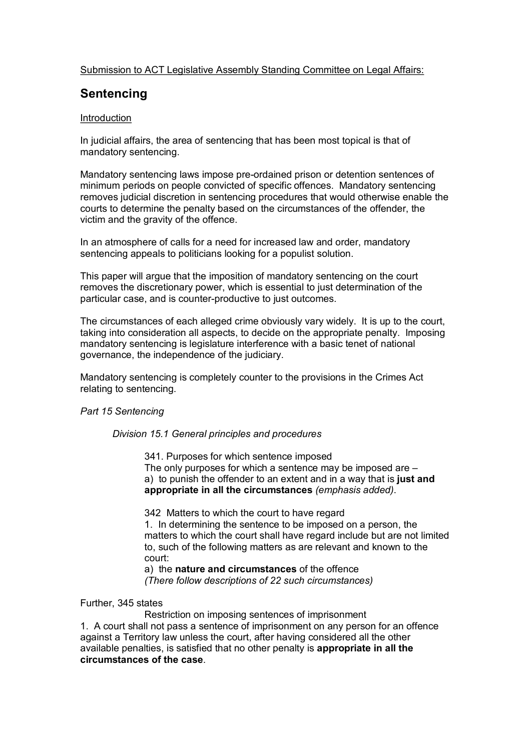Submission to ACT Legislative Assembly Standing Committee on Legal Affairs:

# Sentencing

Introduction

In judicial affairs, the area of sentencing that has been most topical is that of mandatory sentencing.

Mandatory sentencing laws impose pre-ordained prison or detention sentences of minimum periods on people convicted of specific offences. Mandatory sentencing removes judicial discretion in sentencing procedures that would otherwise enable the courts to determine the penalty based on the circumstances of the offender, the victim and the gravity of the offence.

In an atmosphere of calls for a need for increased law and order, mandatory sentencing appeals to politicians looking for a populist solution.

This paper will argue that the imposition of mandatory sentencing on the court removes the discretionary power, which is essential to just determination of the particular case, and is counter-productive to just outcomes.

The circumstances of each alleged crime obviously vary widely. It is up to the court, taking into consideration all aspects, to decide on the appropriate penalty. Imposing mandatory sentencing is legislature interference with a basic tenet of national governance, the independence of the judiciary.

Mandatory sentencing is completely counter to the provisions in the Crimes Act relating to sentencing.

*Part 15 Sentencing*

*Division 15.1 General principles and procedures*

341. Purposes for which sentence imposed
The only purposes for which a sentence may be imposed are –
a) to punish the offender to an extent and in a way that is **just and appropriate in all the circumstances** *(emphasis added)*.

342 Matters to which the court to have regard
1. In determining the sentence to be imposed on a person, the matters to which the court shall have regard include but are not limited to, such of the following matters as are relevant and known to the court:
a) the **nature and circumstances** of the offence
*(There follow descriptions of 22 such circumstances)*

Further, 345 states

Restriction on imposing sentences of imprisonment
1. A court shall not pass a sentence of imprisonment on any person for an offence against a Territory law unless the court, after having considered all the other available penalties, is satisfied that no other penalty is **appropriate in all the circumstances of the case**.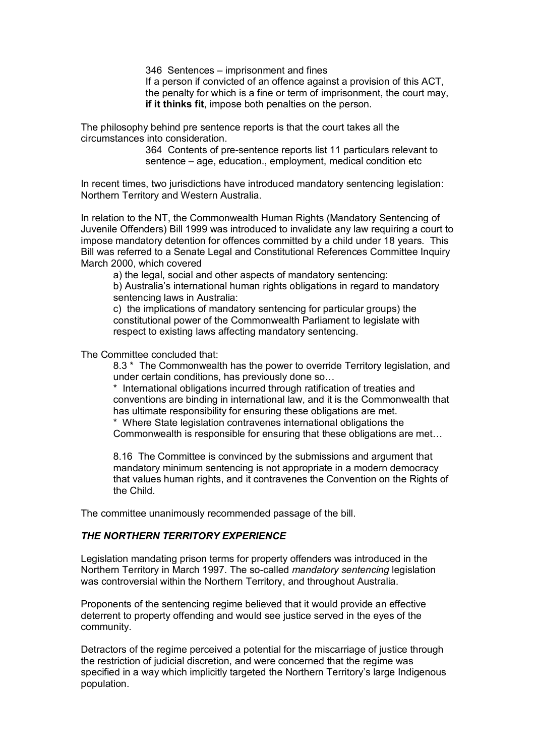346 Sentences – imprisonment and fines
If a person if convicted of an offence against a provision of this ACT, the penalty for which is a fine or term of imprisonment, the court may, **if it thinks fit**, impose both penalties on the person.

The philosophy behind pre sentence reports is that the court takes all the circumstances into consideration.

364 Contents of pre-sentence reports list 11 particulars relevant to sentence – age, education., employment, medical condition etc

In recent times, two jurisdictions have introduced mandatory sentencing legislation: Northern Territory and Western Australia.

In relation to the NT, the Commonwealth Human Rights (Mandatory Sentencing of Juvenile Offenders) Bill 1999 was introduced to invalidate any law requiring a court to impose mandatory detention for offences committed by a child under 18 years. This Bill was referred to a Senate Legal and Constitutional References Committee Inquiry March 2000, which covered

a) the legal, social and other aspects of mandatory sentencing:
b) Australia's international human rights obligations in regard to mandatory sentencing laws in Australia:
c) the implications of mandatory sentencing for particular groups) the constitutional power of the Commonwealth Parliament to legislate with respect to existing laws affecting mandatory sentencing.

The Committee concluded that:

8.3 * The Commonwealth has the power to override Territory legislation, and under certain conditions, has previously done so…
* International obligations incurred through ratification of treaties and conventions are binding in international law, and it is the Commonwealth that has ultimate responsibility for ensuring these obligations are met.
* Where State legislation contravenes international obligations the Commonwealth is responsible for ensuring that these obligations are met…

8.16 The Committee is convinced by the submissions and argument that mandatory minimum sentencing is not appropriate in a modern democracy that values human rights, and it contravenes the Convention on the Rights of the Child.

The committee unanimously recommended passage of the bill.

### ***THE NORTHERN TERRITORY EXPERIENCE***

Legislation mandating prison terms for property offenders was introduced in the Northern Territory in March 1997. The so-called *mandatory sentencing* legislation was controversial within the Northern Territory, and throughout Australia.

Proponents of the sentencing regime believed that it would provide an effective deterrent to property offending and would see justice served in the eyes of the community.

Detractors of the regime perceived a potential for the miscarriage of justice through the restriction of judicial discretion, and were concerned that the regime was specified in a way which implicitly targeted the Northern Territory's large Indigenous population.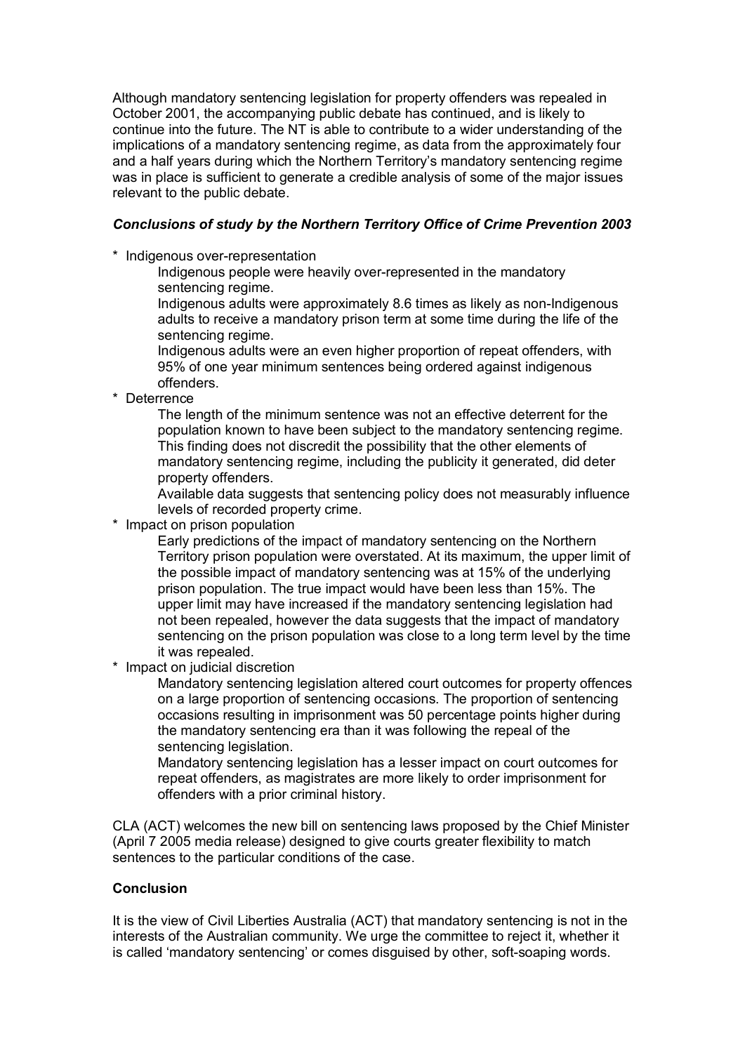Although mandatory sentencing legislation for property offenders was repealed in October 2001, the accompanying public debate has continued, and is likely to continue into the future. The NT is able to contribute to a wider understanding of the implications of a mandatory sentencing regime, as data from the approximately four and a half years during which the Northern Territory's mandatory sentencing regime was in place is sufficient to generate a credible analysis of some of the major issues relevant to the public debate.

***Conclusions of study by the Northern Territory Office of Crime Prevention 2003***

* Indigenous over-representation

    Indigenous people were heavily over-represented in the mandatory sentencing regime.

    Indigenous adults were approximately 8.6 times as likely as non-Indigenous adults to receive a mandatory prison term at some time during the life of the sentencing regime.

    Indigenous adults were an even higher proportion of repeat offenders, with 95% of one year minimum sentences being ordered against indigenous offenders.

* Deterrence

    The length of the minimum sentence was not an effective deterrent for the population known to have been subject to the mandatory sentencing regime. This finding does not discredit the possibility that the other elements of mandatory sentencing regime, including the publicity it generated, did deter property offenders.

    Available data suggests that sentencing policy does not measurably influence levels of recorded property crime.

* Impact on prison population

    Early predictions of the impact of mandatory sentencing on the Northern Territory prison population were overstated. At its maximum, the upper limit of the possible impact of mandatory sentencing was at 15% of the underlying prison population. The true impact would have been less than 15%. The upper limit may have increased if the mandatory sentencing legislation had not been repealed, however the data suggests that the impact of mandatory sentencing on the prison population was close to a long term level by the time it was repealed.

* Impact on judicial discretion

    Mandatory sentencing legislation altered court outcomes for property offences on a large proportion of sentencing occasions. The proportion of sentencing occasions resulting in imprisonment was 50 percentage points higher during the mandatory sentencing era than it was following the repeal of the sentencing legislation.

    Mandatory sentencing legislation has a lesser impact on court outcomes for repeat offenders, as magistrates are more likely to order imprisonment for offenders with a prior criminal history.

CLA (ACT) welcomes the new bill on sentencing laws proposed by the Chief Minister (April 7 2005 media release) designed to give courts greater flexibility to match sentences to the particular conditions of the case.

**Conclusion**

It is the view of Civil Liberties Australia (ACT) that mandatory sentencing is not in the interests of the Australian community. We urge the committee to reject it, whether it is called 'mandatory sentencing' or comes disguised by other, soft-soaping words.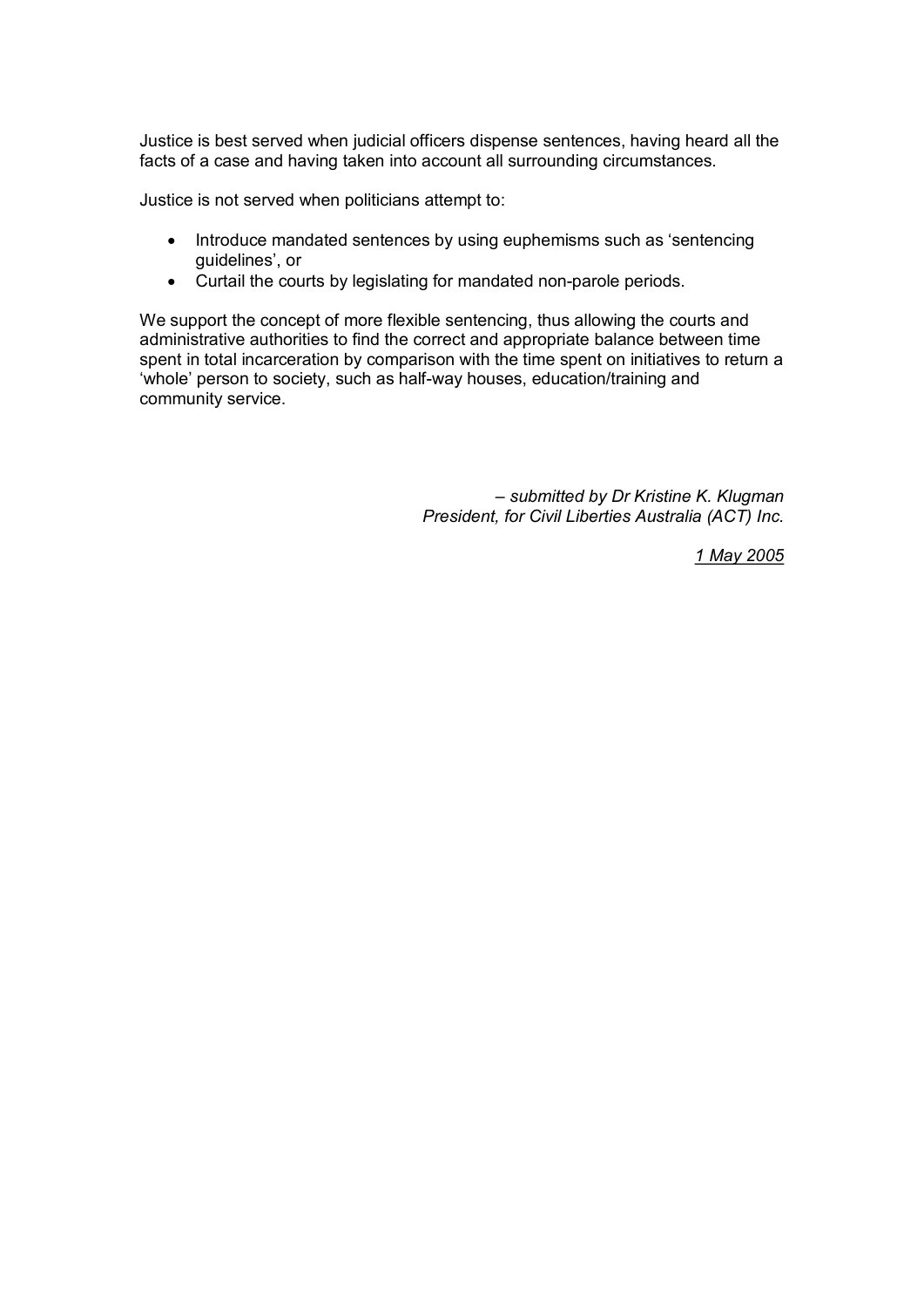Justice is best served when judicial officers dispense sentences, having heard all the facts of a case and having taken into account all surrounding circumstances.

Justice is not served when politicians attempt to:

- Introduce mandated sentences by using euphemisms such as 'sentencing guidelines', or
- Curtail the courts by legislating for mandated non-parole periods.

We support the concept of more flexible sentencing, thus allowing the courts and administrative authorities to find the correct and appropriate balance between time spent in total incarceration by comparison with the time spent on initiatives to return a 'whole' person to society, such as half-way houses, education/training and community service.

*– submitted by Dr Kristine K. Klugman*
*President, for Civil Liberties Australia (ACT) Inc.*

*1 May 2005*